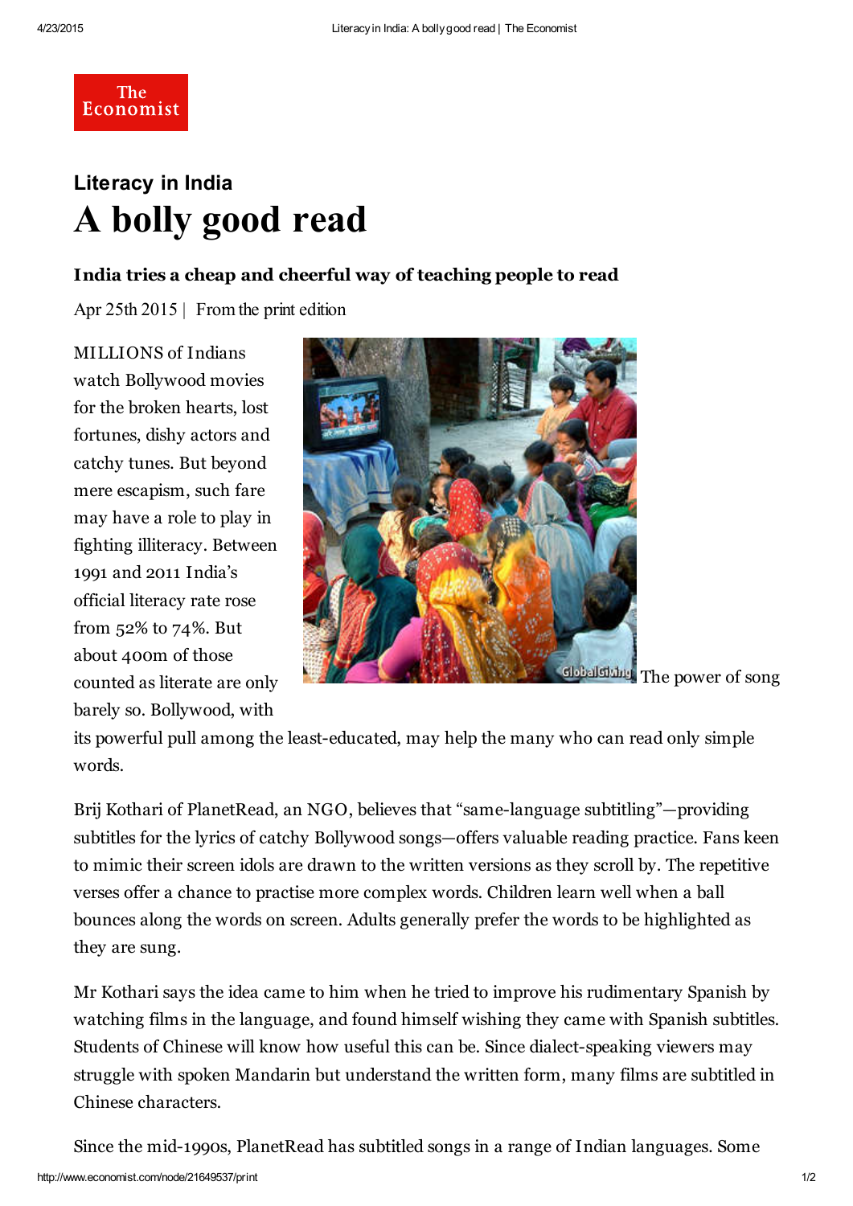# Literacy in India

# A bolly good read

**India tries a cheap and cheerful way of teaching people to read**

Apr 25th 2015 | From the print edition

The power of song

MILLIONS of Indians watch Bollywood movies for the broken hearts, lost fortunes, dishy actors and catchy tunes. But beyond mere escapism, such fare may have a role to play in fighting illiteracy. Between 1991 and 2011 India's official literacy rate rose from 52% to 74%. But about 400m of those counted as literate are only barely so. Bollywood, with its powerful pull among the least-educated, may help the many who can read only simple words.

Brij Kothari of PlanetRead, an NGO, believes that "same-language subtitling"—providing subtitles for the lyrics of catchy Bollywood songs—offers valuable reading practice. Fans keen to mimic their screen idols are drawn to the written versions as they scroll by. The repetitive verses offer a chance to practise more complex words. Children learn well when a ball bounces along the words on screen. Adults generally prefer the words to be highlighted as they are sung.

Mr Kothari says the idea came to him when he tried to improve his rudimentary Spanish by watching films in the language, and found himself wishing they came with Spanish subtitles. Students of Chinese will know how useful this can be. Since dialect-speaking viewers may struggle with spoken Mandarin but understand the written form, many films are subtitled in Chinese characters.

Since the mid-1990s, PlanetRead has subtitled songs in a range of Indian languages. Some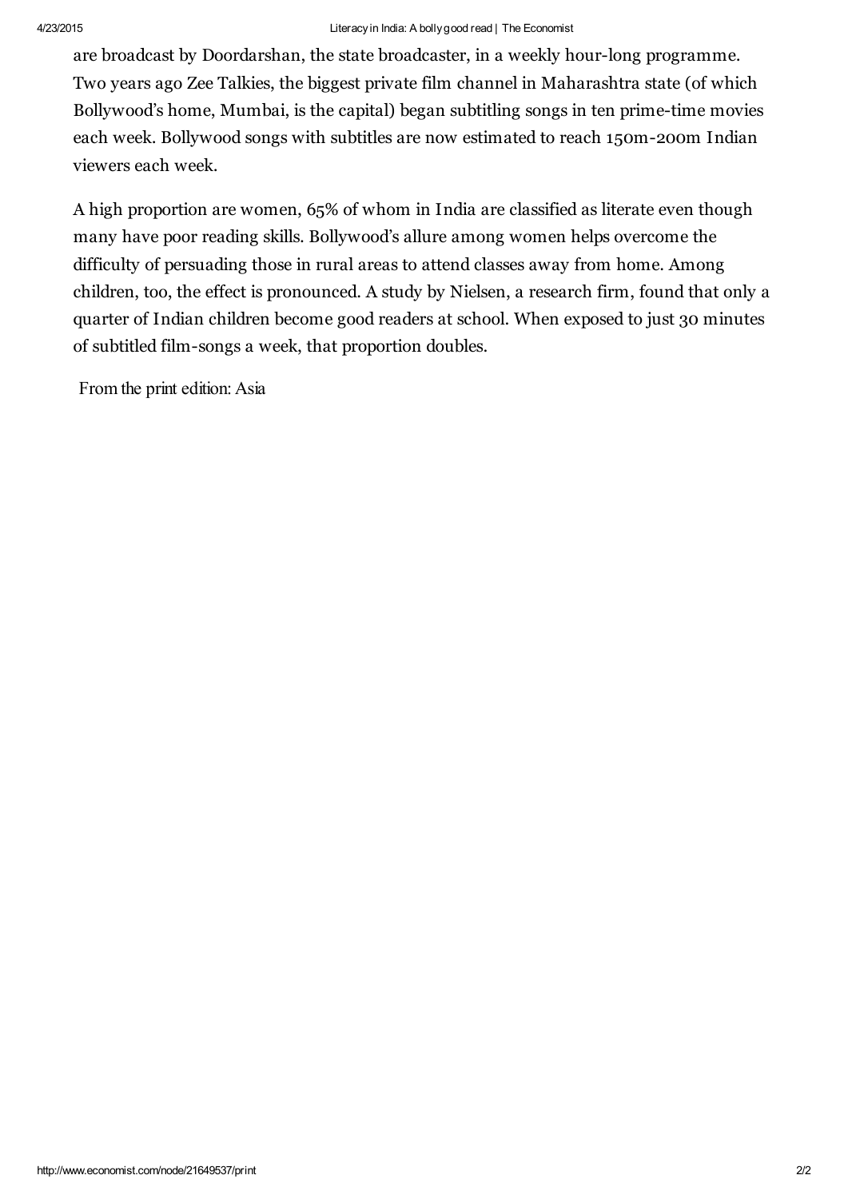are broadcast by Doordarshan, the state broadcaster, in a weekly hour-long programme. Two years ago Zee Talkies, the biggest private film channel in Maharashtra state (of which Bollywood's home, Mumbai, is the capital) began subtitling songs in ten prime-time movies each week. Bollywood songs with subtitles are now estimated to reach 150m-200m Indian viewers each week.

A high proportion are women, 65% of whom in India are classified as literate even though many have poor reading skills. Bollywood's allure among women helps overcome the difficulty of persuading those in rural areas to attend classes away from home. Among children, too, the effect is pronounced. A study by Nielsen, a research firm, found that only a quarter of Indian children become good readers at school. When exposed to just 30 minutes of subtitled film-songs a week, that proportion doubles.

From the print edition: Asia